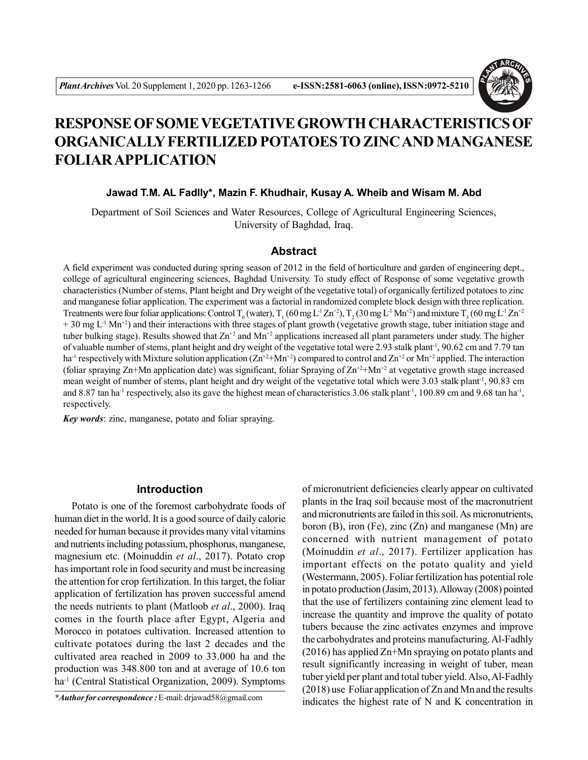# RESPONSE OF SOME VEGETATIVE GROWTH CHARACTERISTICS OF ORGANICALLY FERTILIZED POTATOES TO ZINC AND MANGANESE FOLIAR APPLICATION

**Jawad T.M. AL Fadlly\*, Mazin F. Khudhair, Kusay A. Wheib and Wisam M. Abd**

Department of Soil Sciences and Water Resources, College of Agricultural Engineering Sciences, University of Baghdad, Iraq.

## Abstract

A field experiment was conducted during spring season of 2012 in the field of horticulture and garden of engineering dept., college of agricultural engineering sciences, Baghdad University. To study effect of Response of some vegetative growth characteristics (Number of stems, Plant height and Dry weight of the vegetative total) of organically fertilized potatoes to zinc and manganese foliar application. The experiment was a factorial in randomized complete block design with three replication. Treatments were four foliar applications: Control $T_0$ (water), $T_1$ (60 mg $L^{-1}$ $Zn^{+2}$), $T_2$ (30 mg $L^{-1}$ $Mn^{+2}$) and mixture $T_3$ (60 mg $L^{-1}$ $Zn^{+2}$ + 30 mg $L^{-1}$ $Mn^{+2}$) and their interactions with three stages of plant growth (vegetative growth stage, tuber initiation stage and tuber bulking stage). Results showed that $Zn^{+2}$ and $Mn^{+2}$ applications increased all plant parameters under study. The higher of valuable number of stems, plant height and dry weight of the vegetative total were 2.93 stalk plant$^{-1}$, 90.62 cm and 7.79 tan ha$^{-1}$ respectively with Mixture solution application ($Zn^{+2}$+$Mn^{+2}$) compared to control and $Zn^{+2}$ or $Mn^{+2}$ applied. The interaction (foliar spraying Zn+Mn application date) was significant, foliar Spraying of $Zn^{+2}$+$Mn^{+2}$ at vegetative growth stage increased mean weight of number of stems, plant height and dry weight of the vegetative total which were 3.03 stalk plant$^{-1}$, 90.83 cm and 8.87 tan ha$^{-1}$ respectively, also its gave the highest mean of characteristics 3.06 stalk plant$^{-1}$, 100.89 cm and 9.68 tan ha$^{-1}$, respectively.

***Key words***: zinc, manganese, potato and foliar spraying.

## Introduction

Potato is one of the foremost carbohydrate foods of human diet in the world. It is a good source of daily calorie needed for human because it provides many vital vitamins and nutrients including potassium, phosphorus, manganese, magnesium etc. (Moinuddin *et al*., 2017). Potato crop has important role in food security and must be increasing the attention for crop fertilization. In this target, the foliar application of fertilization has proven successful amend the needs nutrients to plant (Matloob *et al*., 2000). Iraq comes in the fourth place after Egypt, Algeria and Morocco in potatoes cultivation. Increased attention to cultivate potatoes during the last 2 decades and the cultivated area reached in 2009 to 33.000 ha and the production was 348.800 ton and at average of 10.6 ton ha$^{-1}$ (Central Statistical Organization, 2009). Symptoms of micronutrient deficiencies clearly appear on cultivated plants in the Iraq soil because most of the macronutrient and micronutrients are failed in this soil. As micronutrients, boron (B), iron (Fe), zinc (Zn) and manganese (Mn) are concerned with nutrient management of potato (Moinuddin *et al*., 2017). Fertilizer application has important effects on the potato quality and yield (Westermann, 2005). Foliar fertilization has potential role in potato production (Jasim, 2013). Alloway (2008) pointed that the use of fertilizers containing zinc element lead to increase the quantity and improve the quality of potato tubers because the zinc activates enzymes and improve the carbohydrates and proteins manufacturing. Al-Fadhly (2016) has applied Zn+Mn spraying on potato plants and result significantly increasing in weight of tuber, mean tuber yield per plant and total tuber yield. Also, Al-Fadhly (2018) use Foliar application of Zn and Mn and the results indicates the highest rate of N and K concentration in

***\*Author for correspondence :*** E-mail: drjawad58@gmail.com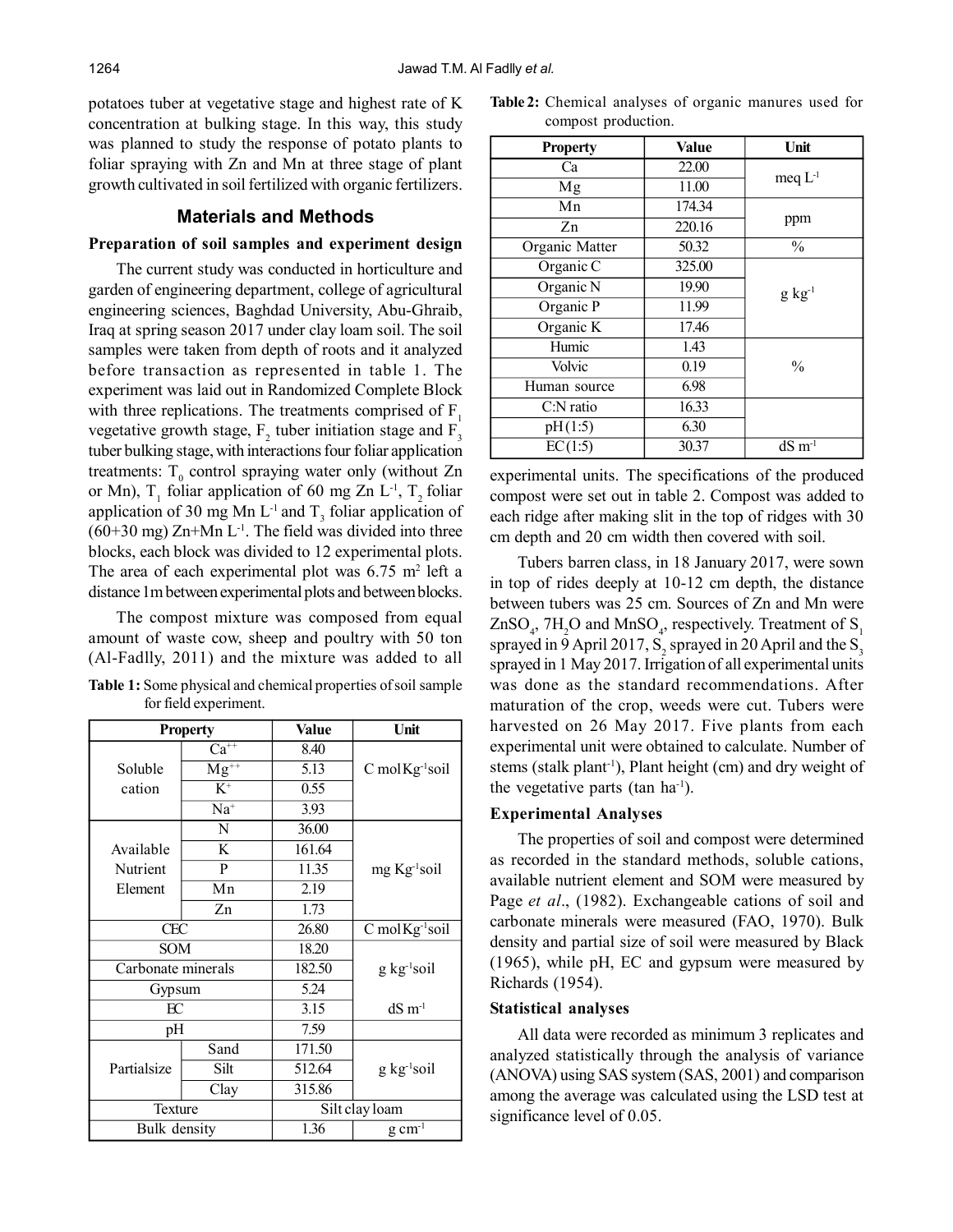potatoes tuber at vegetative stage and highest rate of K concentration at bulking stage. In this way, this study was planned to study the response of potato plants to foliar spraying with Zn and Mn at three stage of plant growth cultivated in soil fertilized with organic fertilizers.

## Materials and Methods

### Preparation of soil samples and experiment design

The current study was conducted in horticulture and garden of engineering department, college of agricultural engineering sciences, Baghdad University, Abu-Ghraib, Iraq at spring season 2017 under clay loam soil. The soil samples were taken from depth of roots and it analyzed before transaction as represented in table 1. The experiment was laid out in Randomized Complete Block with three replications. The treatments comprised of $F_1$ vegetative growth stage, $F_2$ tuber initiation stage and $F_3$ tuber bulking stage, with interactions four foliar application treatments: $T_0$ control spraying water only (without Zn or Mn), $T_1$ foliar application of 60 mg Zn $L^{-1}$, $T_2$ foliar application of 30 mg Mn $L^{-1}$ and $T_3$ foliar application of (60+30 mg) Zn+Mn $L^{-1}$. The field was divided into three blocks, each block was divided to 12 experimental plots. The area of each experimental plot was 6.75 $m^2$ left a distance 1m between experimental plots and between blocks.

The compost mixture was composed from equal amount of waste cow, sheep and poultry with 50 ton (Al-Fadlly, 2011) and the mixture was added to all experimental units. The specifications of the produced compost were set out in table 2. Compost was added to each ridge after making slit in the top of ridges with 30 cm depth and 20 cm width then covered with soil.

**Table 1:** Some physical and chemical properties of soil sample for field experiment.

| Property | | Value | Unit |
|---|---|---|---|
| Soluble cation | $Ca^{++}$ | 8.40 | C mol $Kg^{-1}$soil |
| | $Mg^{++}$ | 5.13 | |
| | $K^+$ | 0.55 | |
| | $Na^+$ | 3.93 | |
| Available Nutrient Element | N | 36.00 | mg $Kg^{-1}$soil |
| | K | 161.64 | |
| | P | 11.35 | |
| | Mn | 2.19 | |
| | Zn | 1.73 | |
| CEC | | 26.80 | C mol $Kg^{-1}$soil |
| SOM | | 18.20 | g $kg^{-1}$soil |
| Carbonate minerals | | 182.50 | |
| Gypsum | | 5.24 | |
| EC | | 3.15 | dS $m^{-1}$ |
| pH | | 7.59 | |
| Partialsize | Sand | 171.50 | g $kg^{-1}$soil |
| | Silt | 512.64 | |
| | Clay | 315.86 | |
| Texture | | Silt clay loam | |
| Bulk density | | 1.36 | g $cm^{-1}$ |

**Table 2:** Chemical analyses of organic manures used for compost production.

| Property | Value | Unit |
|---|---|---|
| Ca | 22.00 | meq $L^{-1}$ |
| Mg | 11.00 | |
| Mn | 174.34 | ppm |
| Zn | 220.16 | |
| Organic Matter | 50.32 | % |
| Organic C | 325.00 | g $kg^{-1}$ |
| Organic N | 19.90 | |
| Organic P | 11.99 | |
| Organic K | 17.46 | |
| Humic | 1.43 | % |
| Volvic | 0.19 | |
| Human source | 6.98 | |
| C:N ratio | 16.33 | |
| pH(1:5) | 6.30 | |
| EC(1:5) | 30.37 | dS $m^{-1}$ |

Tubers barren class, in 18 January 2017, were sown in top of rides deeply at 10-12 cm depth, the distance between tubers was 25 cm. Sources of Zn and Mn were $ZnSO_4$, $7H_2O$ and $MnSO_4$, respectively. Treatment of $S_1$ sprayed in 9 April 2017, $S_2$ sprayed in 20 April and the $S_3$ sprayed in 1 May 2017. Irrigation of all experimental units was done as the standard recommendations. After maturation of the crop, weeds were cut. Tubers were harvested on 26 May 2017. Five plants from each experimental unit were obtained to calculate. Number of stems (stalk $plant^{-1}$), Plant height (cm) and dry weight of the vegetative parts (tan $ha^{-1}$).

### Experimental Analyses

The properties of soil and compost were determined as recorded in the standard methods, soluble cations, available nutrient element and SOM were measured by Page *et al*., (1982). Exchangeable cations of soil and carbonate minerals were measured (FAO, 1970). Bulk density and partial size of soil were measured by Black (1965), while pH, EC and gypsum were measured by Richards (1954).

### Statistical analyses

All data were recorded as minimum 3 replicates and analyzed statistically through the analysis of variance (ANOVA) using SAS system (SAS, 2001) and comparison among the average was calculated using the LSD test at significance level of 0.05.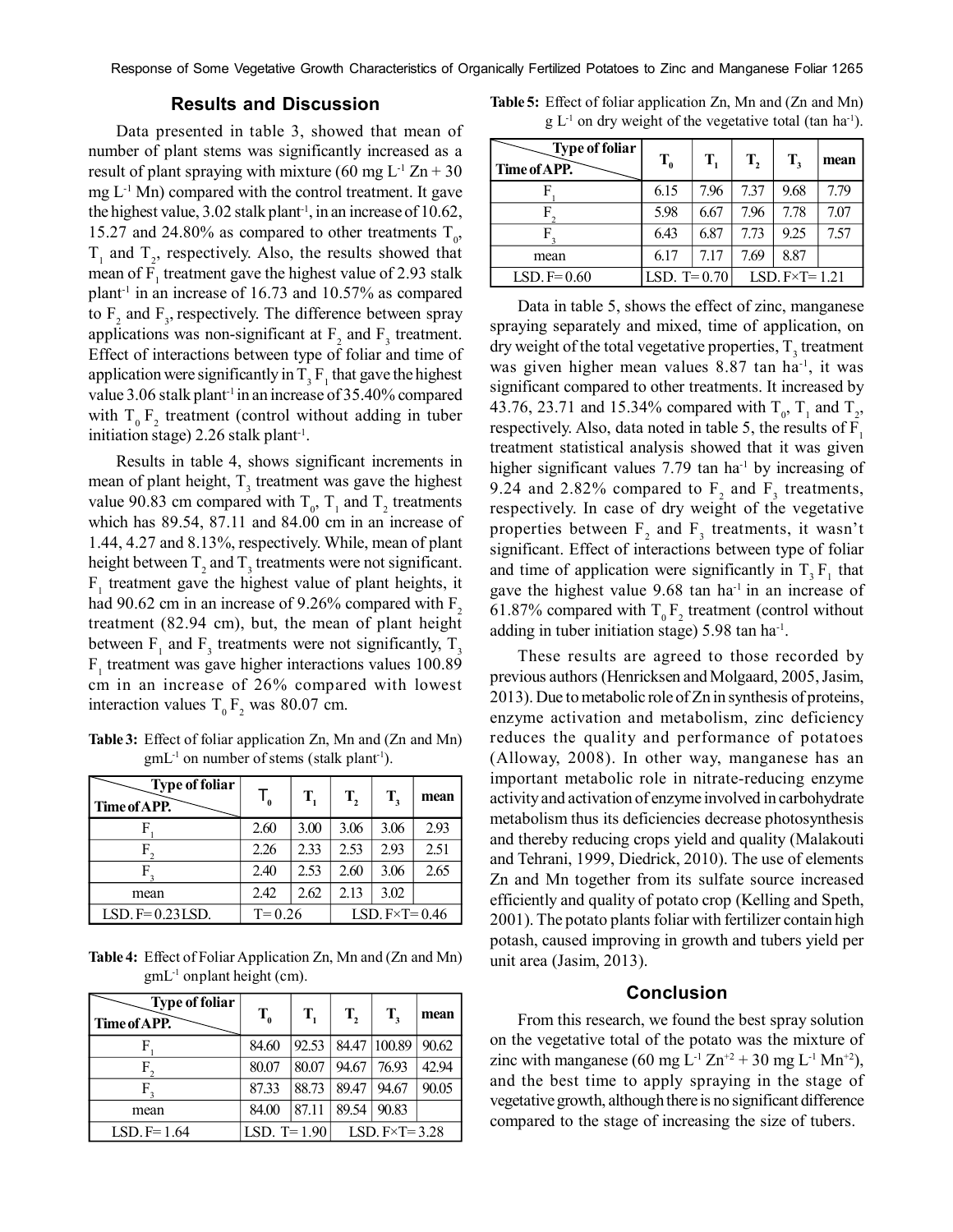## Results and Discussion

Data presented in table 3, showed that mean of number of plant stems was significantly increased as a result of plant spraying with mixture (60 mg $L^{-1}$ Zn + 30 mg $L^{-1}$ Mn) compared with the control treatment. It gave the highest value, 3.02 stalk $plant^{-1}$, in an increase of 10.62, 15.27 and 24.80% as compared to other treatments $T_0$, $T_1$ and $T_2$, respectively. Also, the results showed that mean of $F_1$ treatment gave the highest value of 2.93 stalk $plant^{-1}$ in an increase of 16.73 and 10.57% as compared to $F_2$ and $F_3$, respectively. The difference between spray applications was non-significant at $F_2$ and $F_3$ treatment. Effect of interactions between type of foliar and time of application were significantly in $T_3 F_1$ that gave the highest value 3.06 stalk $plant^{-1}$ in an increase of 35.40% compared with $T_0 F_2$ treatment (control without adding in tuber initiation stage) 2.26 stalk $plant^{-1}$.

Results in table 4, shows significant increments in mean of plant height, $T_3$ treatment was gave the highest value 90.83 cm compared with $T_0$, $T_1$ and $T_2$ treatments which has 89.54, 87.11 and 84.00 cm in an increase of 1.44, 4.27 and 8.13%, respectively. While, mean of plant height between $T_2$ and $T_3$ treatments were not significant. $F_1$ treatment gave the highest value of plant heights, it had 90.62 cm in an increase of 9.26% compared with $F_2$ treatment (82.94 cm), but, the mean of plant height between $F_1$ and $F_3$ treatments were not significantly, $T_3 F_1$ treatment was gave higher interactions values 100.89 cm in an increase of 26% compared with lowest interaction values $T_0 F_2$ was 80.07 cm.

**Table 3:** Effect of foliar application Zn, Mn and (Zn and Mn) $gmL^{-1}$ on number of stems (stalk $plant^{-1}$).

| Type of foliar / Time of APP. | $T_0$ | $T_1$ | $T_2$ | $T_3$ | mean |
|---|---|---|---|---|---|
| $F_1$ | 2.60 | 3.00 | 3.06 | 3.06 | 2.93 |
| $F_2$ | 2.26 | 2.33 | 2.53 | 2.93 | 2.51 |
| $F_3$ | 2.40 | 2.53 | 2.60 | 3.06 | 2.65 |
| mean | 2.42 | 2.62 | 2.13 | 3.02 | |
| LSD. F= 0.23 | LSD. T= 0.26 | | LSD. F×T= 0.46 | | |

**Table 4:** Effect of Foliar Application Zn, Mn and (Zn and Mn) $gmL^{-1}$ onplant height (cm).

| Type of foliar / Time of APP. | $T_0$ | $T_1$ | $T_2$ | $T_3$ | mean |
|---|---|---|---|---|---|
| $F_1$ | 84.60 | 92.53 | 84.47 | 100.89 | 90.62 |
| $F_2$ | 80.07 | 80.07 | 94.67 | 76.93 | 42.94 |
| $F_3$ | 87.33 | 88.73 | 89.47 | 94.67 | 90.05 |
| mean | 84.00 | 87.11 | 89.54 | 90.83 | |
| LSD. F= 1.64 | LSD. T= 1.90 | | LSD. F×T= 3.28 | | |

**Table 5:** Effect of foliar application Zn, Mn and (Zn and Mn) g $L^{-1}$ on dry weight of the vegetative total (tan $ha^{-1}$).

| Type of foliar / Time of APP. | $T_0$ | $T_1$ | $T_2$ | $T_3$ | mean |
|---|---|---|---|---|---|
| $F_1$ | 6.15 | 7.96 | 7.37 | 9.68 | 7.79 |
| $F_2$ | 5.98 | 6.67 | 7.96 | 7.78 | 7.07 |
| $F_3$ | 6.43 | 6.87 | 7.73 | 9.25 | 7.57 |
| mean | 6.17 | 7.17 | 7.69 | 8.87 | |
| LSD. F= 0.60 | LSD. T= 0.70 | | LSD. F×T= 1.21 | | |

Data in table 5, shows the effect of zinc, manganese spraying separately and mixed, time of application, on dry weight of the total vegetative properties, $T_3$ treatment was given higher mean values 8.87 tan $ha^{-1}$, it was significant compared to other treatments. It increased by 43.76, 23.71 and 15.34% compared with $T_0$, $T_1$ and $T_2$, respectively. Also, data noted in table 5, the results of $F_1$ treatment statistical analysis showed that it was given higher significant values 7.79 tan $ha^{-1}$ by increasing of 9.24 and 2.82% compared to $F_2$ and $F_3$ treatments, respectively. In case of dry weight of the vegetative properties between $F_2$ and $F_3$ treatments, it wasn't significant. Effect of interactions between type of foliar and time of application were significantly in $T_3 F_1$ that gave the highest value 9.68 tan $ha^{-1}$ in an increase of 61.87% compared with $T_0 F_2$ treatment (control without adding in tuber initiation stage) 5.98 tan $ha^{-1}$.

These results are agreed to those recorded by previous authors (Henricksen and Molgaard, 2005, Jasim, 2013). Due to metabolic role of Zn in synthesis of proteins, enzyme activation and metabolism, zinc deficiency reduces the quality and performance of potatoes (Alloway, 2008). In other way, manganese has an important metabolic role in nitrate-reducing enzyme activity and activation of enzyme involved in carbohydrate metabolism thus its deficiencies decrease photosynthesis and thereby reducing crops yield and quality (Malakouti and Tehrani, 1999, Diedrick, 2010). The use of elements Zn and Mn together from its sulfate source increased efficiently and quality of potato crop (Kelling and Speth, 2001). The potato plants foliar with fertilizer contain high potash, caused improving in growth and tubers yield per unit area (Jasim, 2013).

## Conclusion

From this research, we found the best spray solution on the vegetative total of the potato was the mixture of zinc with manganese (60 mg $L^{-1}$ $Zn^{+2}$ + 30 mg $L^{-1}$ $Mn^{+2}$), and the best time to apply spraying in the stage of vegetative growth, although there is no significant difference compared to the stage of increasing the size of tubers.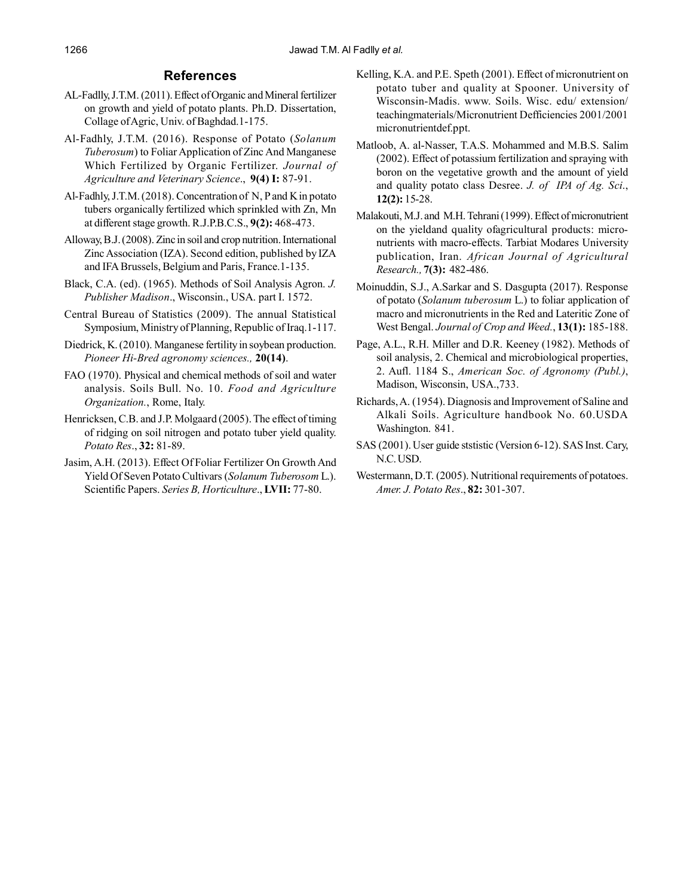## References

AL-Fadlly, J.T.M. (2011). Effect of Organic and Mineral fertilizer on growth and yield of potato plants. Ph.D. Dissertation, Collage of Agric, Univ. of Baghdad.1-175.

Al-Fadhly, J.T.M. (2016). Response of Potato (*Solanum Tuberosum*) to Foliar Application of Zinc And Manganese Which Fertilized by Organic Fertilizer. *Journal of Agriculture and Veterinary Science*., **9(4) I:** 87-91.

Al-Fadhly, J.T.M. (2018). Concentration of N, P and K in potato tubers organically fertilized which sprinkled with Zn, Mn at different stage growth. R.J.P.B.C.S., **9(2):** 468-473.

Alloway, B.J. (2008). Zinc in soil and crop nutrition. International Zinc Association (IZA). Second edition, published by IZA and IFA Brussels, Belgium and Paris, France.1-135.

Black, C.A. (ed). (1965). Methods of Soil Analysis Agron. *J. Publisher Madison*., Wisconsin., USA. part I. 1572.

Central Bureau of Statistics (2009). The annual Statistical Symposium, Ministry of Planning, Republic of Iraq.1-117.

Diedrick, K. (2010). Manganese fertility in soybean production. *Pioneer Hi-Bred agronomy sciences.,* **20(14)**.

FAO (1970). Physical and chemical methods of soil and water analysis. Soils Bull. No. 10. *Food and Agriculture Organization.*, Rome, Italy.

Henricksen, C.B. and J.P. Molgaard (2005). The effect of timing of ridging on soil nitrogen and potato tuber yield quality. *Potato Res*., **32:** 81-89.

Jasim, A.H. (2013). Effect Of Foliar Fertilizer On Growth And Yield Of Seven Potato Cultivars (*Solanum Tuberosom* L.). Scientific Papers. *Series B, Horticulture*., **LVII:** 77-80.

Kelling, K.A. and P.E. Speth (2001). Effect of micronutrient on potato tuber and quality at Spooner. University of Wisconsin-Madis. www. Soils. Wisc. edu/ extension/ teachingmaterials/Micronutrient Defficiencies 2001/2001 micronutrientdef.ppt.

Matloob, A. al-Nasser, T.A.S. Mohammed and M.B.S. Salim (2002). Effect of potassium fertilization and spraying with boron on the vegetative growth and the amount of yield and quality potato class Desree. *J. of IPA of Ag. Sci*., **12(2):** 15-28.

Malakouti, M.J. and M.H. Tehrani (1999). Effect of micronutrient on the yieldand quality ofagricultural products: micro-nutrients with macro-effects. Tarbiat Modares University publication, Iran. *African Journal of Agricultural Research.,* **7(3):** 482-486.

Moinuddin, S.J., A.Sarkar and S. Dasgupta (2017). Response of potato (*Solanum tuberosum* L.) to foliar application of macro and micronutrients in the Red and Lateritic Zone of West Bengal. *Journal of Crop and Weed.*, **13(1):** 185-188.

Page, A.L., R.H. Miller and D.R. Keeney (1982). Methods of soil analysis, 2. Chemical and microbiological properties, 2. Aufl. 1184 S., *American Soc. of Agronomy (Publ.)*, Madison, Wisconsin, USA.,733.

Richards, A. (1954). Diagnosis and Improvement of Saline and Alkali Soils. Agriculture handbook No. 60.USDA Washington. 841.

SAS (2001). User guide ststistic (Version 6-12). SAS Inst. Cary, N.C. USD.

Westermann, D.T. (2005). Nutritional requirements of potatoes. *Amer. J. Potato Res*., **82:** 301-307.